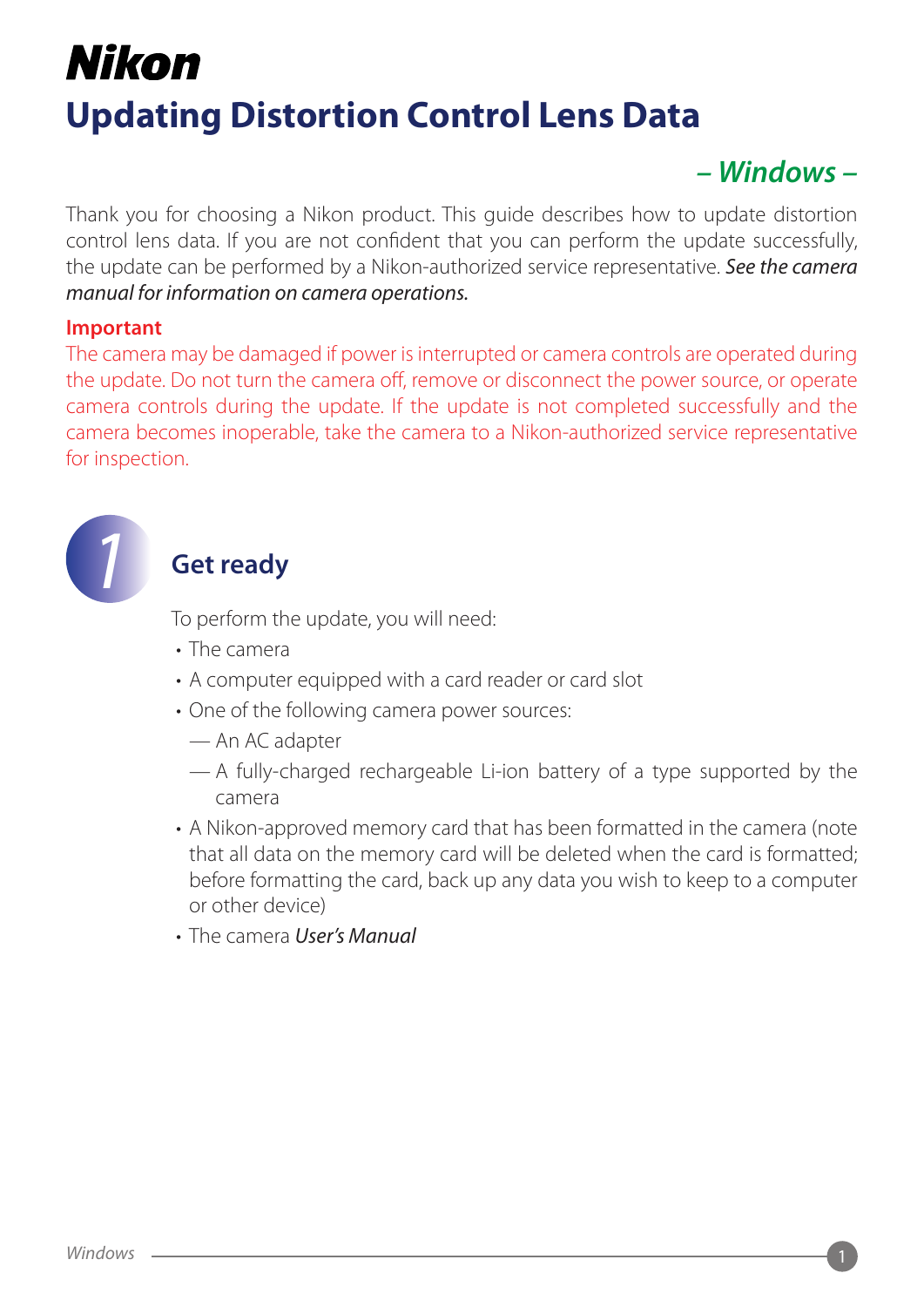# Nikon

# Updating Distortion Control Lens Data

***– Windows –***

Thank you for choosing a Nikon product. This guide describes how to update distortion control lens data. If you are not confident that you can perform the update successfully, the update can be performed by a Nikon-authorized service representative. *See the camera manual for information on camera operations.*

**Important**

The camera may be damaged if power is interrupted or camera controls are operated during the update. Do not turn the camera off, remove or disconnect the power source, or operate camera controls during the update. If the update is not completed successfully and the camera becomes inoperable, take the camera to a Nikon-authorized service representative for inspection.

## 1 Get ready

To perform the update, you will need:

- The camera
- A computer equipped with a card reader or card slot
- One of the following camera power sources:
  - An AC adapter
  - A fully-charged rechargeable Li-ion battery of a type supported by the camera
- A Nikon-approved memory card that has been formatted in the camera (note that all data on the memory card will be deleted when the card is formatted; before formatting the card, back up any data you wish to keep to a computer or other device)
- The camera *User's Manual*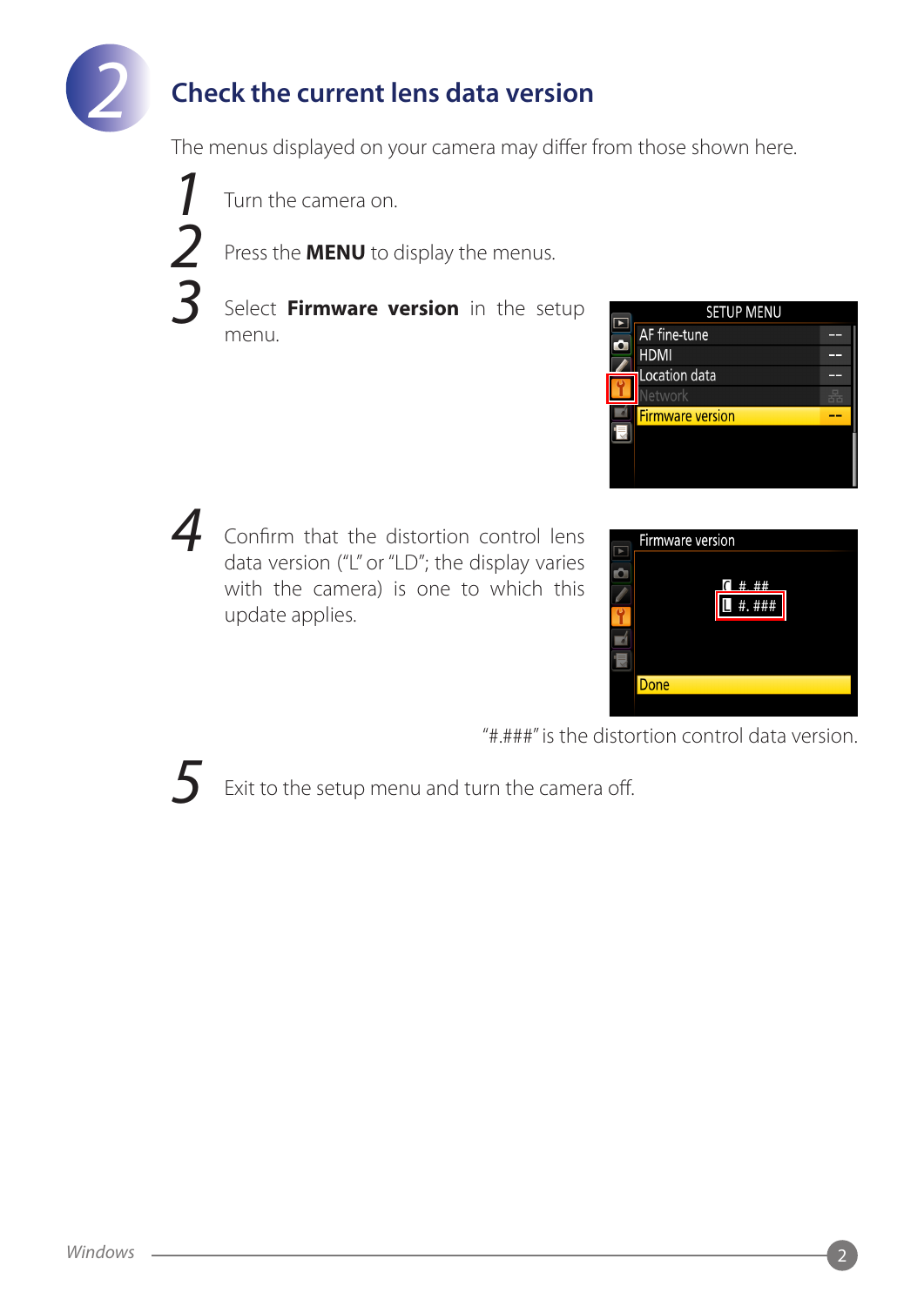## 2 Check the current lens data version

The menus displayed on your camera may differ from those shown here.

1. Turn the camera on.
2. Press the **MENU** to display the menus.
3. Select **Firmware version** in the setup menu.
4. Confirm that the distortion control lens data version ("L" or "LD"; the display varies with the camera) is one to which this update applies.

"#.###" is the distortion control data version.

5. Exit to the setup menu and turn the camera off.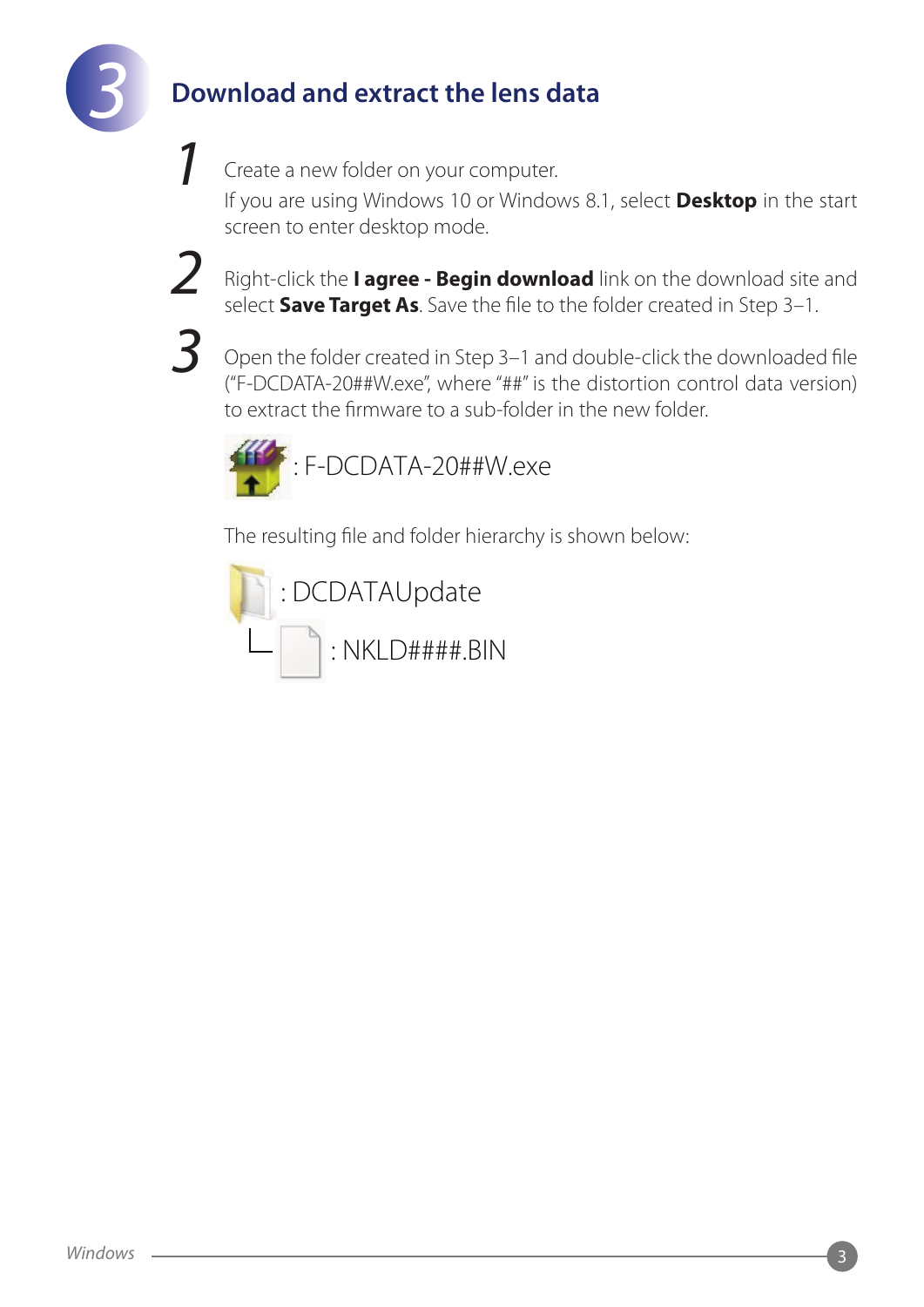# 3 Download and extract the lens data

1. Create a new folder on your computer.
   If you are using Windows 10 or Windows 8.1, select **Desktop** in the start screen to enter desktop mode.

2. Right-click the **I agree - Begin download** link on the download site and select **Save Target As**. Save the file to the folder created in Step 3–1.

3. Open the folder created in Step 3–1 and double-click the downloaded file ("F-DCDATA-20##W.exe", where "##" is the distortion control data version) to extract the firmware to a sub-folder in the new folder.

   : F-DCDATA-20##W.exe

   The resulting file and folder hierarchy is shown below:

   : DCDATAUpdate
   └ : NKLD####.BIN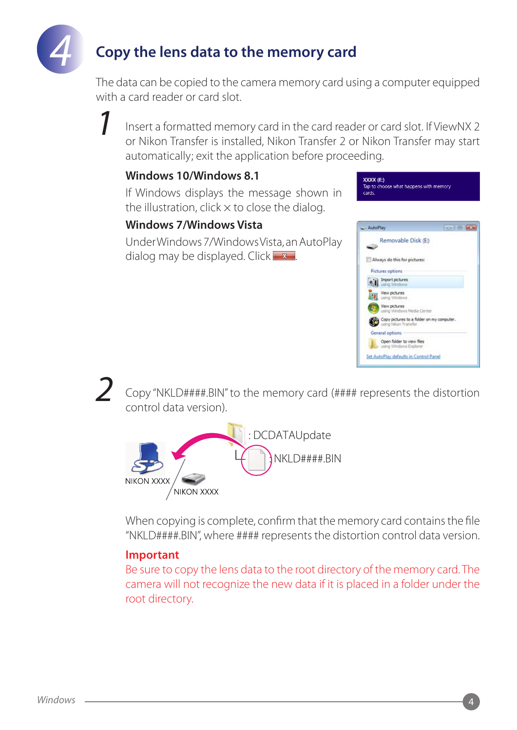# 4 Copy the lens data to the memory card

The data can be copied to the camera memory card using a computer equipped with a card reader or card slot.

**1** Insert a formatted memory card in the card reader or card slot. If ViewNX 2 or Nikon Transfer is installed, Nikon Transfer 2 or Nikon Transfer may start automatically; exit the application before proceeding.

### Windows 10/Windows 8.1

If Windows displays the message shown in the illustration, click × to close the dialog.

### Windows 7/Windows Vista

Under Windows 7/Windows Vista, an AutoPlay dialog may be displayed. Click ☒.

**2** Copy "NKLD####.BIN" to the memory card (#### represents the distortion control data version).

: DCDATAUpdate

: NKLD####.BIN

NIKON XXXX

NIKON XXXX

When copying is complete, confirm that the memory card contains the file "NKLD####.BIN", where #### represents the distortion control data version.

**Important**

Be sure to copy the lens data to the root directory of the memory card. The camera will not recognize the new data if it is placed in a folder under the root directory.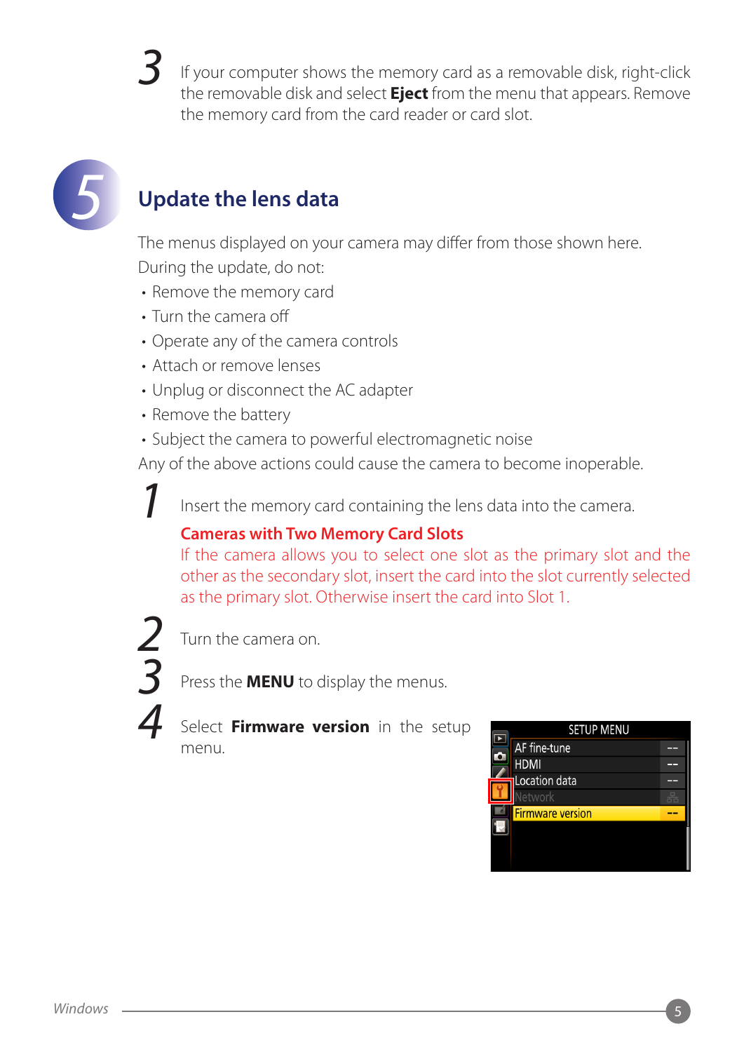3. If your computer shows the memory card as a removable disk, right-click the removable disk and select **Eject** from the menu that appears. Remove the memory card from the card reader or card slot.

## 5 Update the lens data

The menus displayed on your camera may differ from those shown here.

During the update, do not:

- Remove the memory card
- Turn the camera off
- Operate any of the camera controls
- Attach or remove lenses
- Unplug or disconnect the AC adapter
- Remove the battery
- Subject the camera to powerful electromagnetic noise

Any of the above actions could cause the camera to become inoperable.

1. Insert the memory card containing the lens data into the camera.

   **Cameras with Two Memory Card Slots**

   If the camera allows you to select one slot as the primary slot and the other as the secondary slot, insert the card into the slot currently selected as the primary slot. Otherwise insert the card into Slot 1.

2. Turn the camera on.
3. Press the **MENU** to display the menus.
4. Select **Firmware version** in the setup menu.

SETUP MENU

- AF fine-tune --
- HDMI --
- Location data --
- Network
- Firmware version --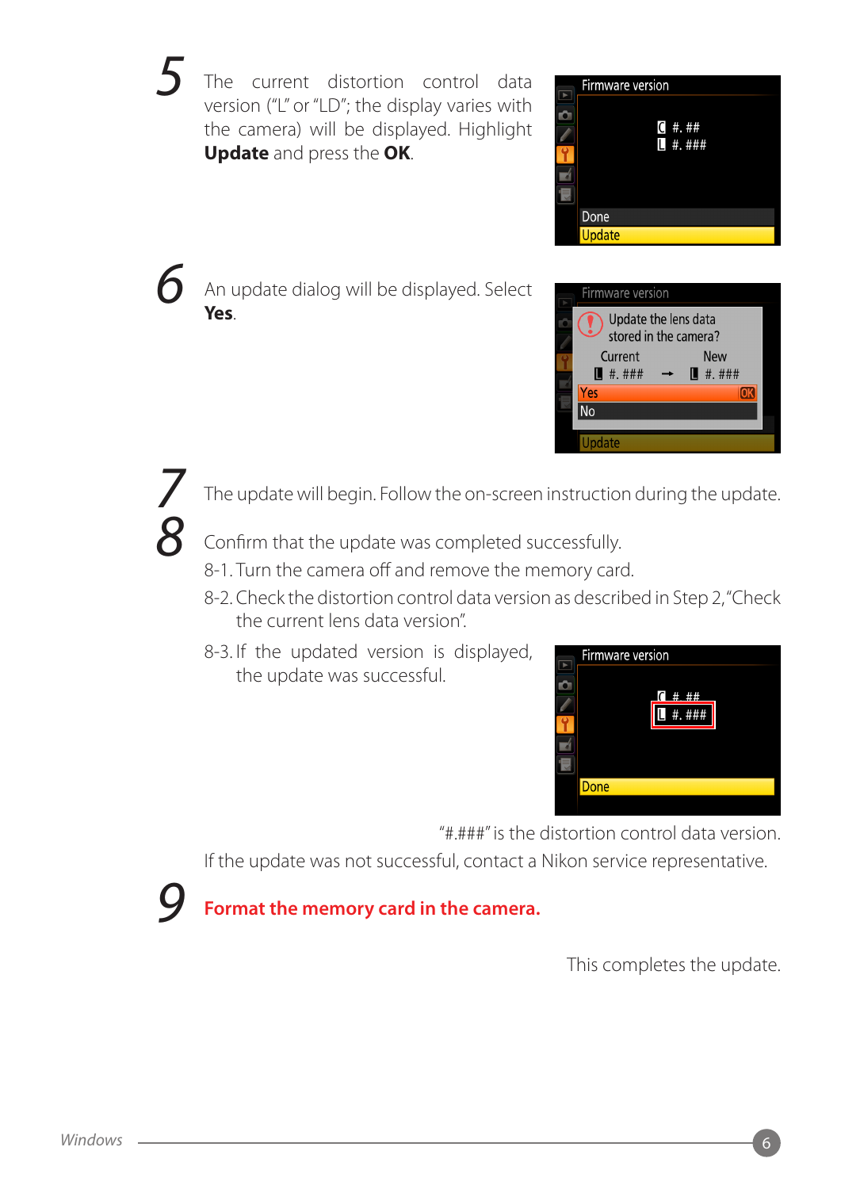5 The current distortion control data version (“L” or “LD”; the display varies with the camera) will be displayed. Highlight **Update** and press the **OK**.

Firmware version
C #. ##
L #. ###
Done
Update

6 An update dialog will be displayed. Select **Yes**.

Firmware version
Update the lens data stored in the camera?
Current New
L #. ### → L #. ###
Yes OK
No
Update

7 The update will begin. Follow the on-screen instruction during the update.

8 Confirm that the update was completed successfully.

8-1. Turn the camera off and remove the memory card.

8-2. Check the distortion control data version as described in Step 2, “Check the current lens data version”.

8-3. If the updated version is displayed, the update was successful.

Firmware version
C #. ##
L #. ###
Done

“#.###” is the distortion control data version.

If the update was not successful, contact a Nikon service representative.

9 **Format the memory card in the camera.**

This completes the update.